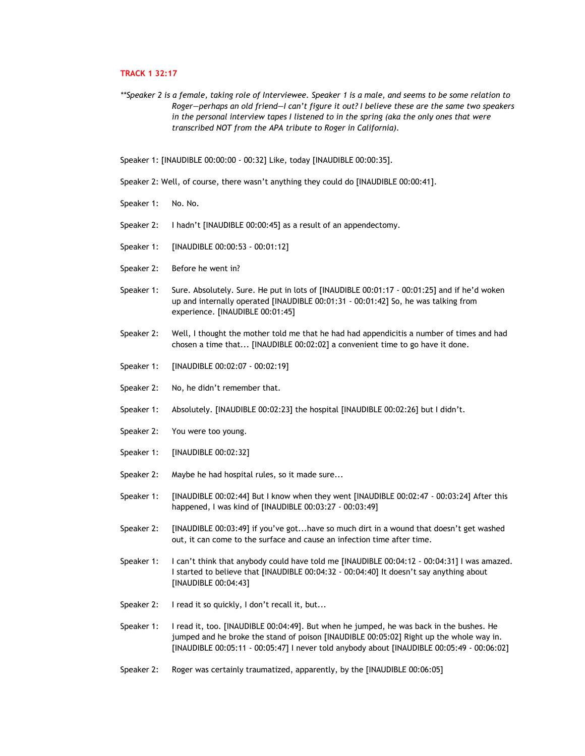**TRACK 1 32:17**

*\*\*Speaker 2 is a female, taking role of Interviewee. Speaker 1 is a male, and seems to be some relation to Roger—perhaps an old friend—I can't figure it out? I believe these are the same two speakers in the personal interview tapes I listened to in the spring (aka the only ones that were transcribed NOT from the APA tribute to Roger in California).*

Speaker 1: [INAUDIBLE 00:00:00 - 00:32] Like, today [INAUDIBLE 00:00:35].

Speaker 2: Well, of course, there wasn't anything they could do [INAUDIBLE 00:00:41].

Speaker 1: No. No.

Speaker 2: I hadn't [INAUDIBLE 00:00:45] as a result of an appendectomy.

Speaker 1: [INAUDIBLE 00:00:53 - 00:01:12]

Speaker 2: Before he went in?

Speaker 1: Sure. Absolutely. Sure. He put in lots of [INAUDIBLE 00:01:17 - 00:01:25] and if he'd woken up and internally operated [INAUDIBLE 00:01:31 - 00:01:42] So, he was talking from experience. [INAUDIBLE 00:01:45]

Speaker 2: Well, I thought the mother told me that he had had appendicitis a number of times and had chosen a time that... [INAUDIBLE 00:02:02] a convenient time to go have it done.

Speaker 1: [INAUDIBLE 00:02:07 - 00:02:19]

Speaker 2: No, he didn't remember that.

Speaker 1: Absolutely. [INAUDIBLE 00:02:23] the hospital [INAUDIBLE 00:02:26] but I didn't.

Speaker 2: You were too young.

Speaker 1: [INAUDIBLE 00:02:32]

Speaker 2: Maybe he had hospital rules, so it made sure...

Speaker 1: [INAUDIBLE 00:02:44] But I know when they went [INAUDIBLE 00:02:47 - 00:03:24] After this happened, I was kind of [INAUDIBLE 00:03:27 - 00:03:49]

Speaker 2: [INAUDIBLE 00:03:49] if you've got...have so much dirt in a wound that doesn't get washed out, it can come to the surface and cause an infection time after time.

Speaker 1: I can't think that anybody could have told me [INAUDIBLE 00:04:12 - 00:04:31] I was amazed. I started to believe that [INAUDIBLE 00:04:32 - 00:04:40] It doesn't say anything about [INAUDIBLE 00:04:43]

Speaker 2: I read it so quickly, I don't recall it, but...

Speaker 1: I read it, too. [INAUDIBLE 00:04:49]. But when he jumped, he was back in the bushes. He jumped and he broke the stand of poison [INAUDIBLE 00:05:02] Right up the whole way in. [INAUDIBLE 00:05:11 - 00:05:47] I never told anybody about [INAUDIBLE 00:05:49 - 00:06:02]

Speaker 2: Roger was certainly traumatized, apparently, by the [INAUDIBLE 00:06:05]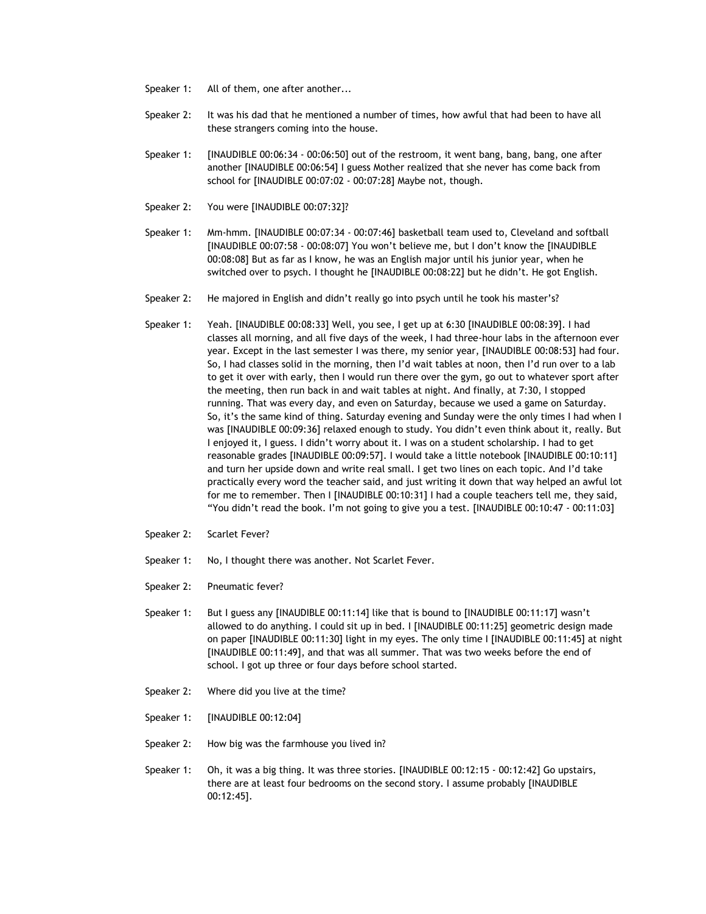Speaker 1: All of them, one after another...

Speaker 2: It was his dad that he mentioned a number of times, how awful that had been to have all these strangers coming into the house.

Speaker 1: [INAUDIBLE 00:06:34 - 00:06:50] out of the restroom, it went bang, bang, bang, one after another [INAUDIBLE 00:06:54] I guess Mother realized that she never has come back from school for [INAUDIBLE 00:07:02 - 00:07:28] Maybe not, though.

Speaker 2: You were [INAUDIBLE 00:07:32]?

Speaker 1: Mm-hmm. [INAUDIBLE 00:07:34 - 00:07:46] basketball team used to, Cleveland and softball [INAUDIBLE 00:07:58 - 00:08:07] You won't believe me, but I don't know the [INAUDIBLE 00:08:08] But as far as I know, he was an English major until his junior year, when he switched over to psych. I thought he [INAUDIBLE 00:08:22] but he didn't. He got English.

Speaker 2: He majored in English and didn't really go into psych until he took his master's?

Speaker 1: Yeah. [INAUDIBLE 00:08:33] Well, you see, I get up at 6:30 [INAUDIBLE 00:08:39]. I had classes all morning, and all five days of the week, I had three-hour labs in the afternoon ever year. Except in the last semester I was there, my senior year, [INAUDIBLE 00:08:53] had four. So, I had classes solid in the morning, then I'd wait tables at noon, then I'd run over to a lab to get it over with early, then I would run there over the gym, go out to whatever sport after the meeting, then run back in and wait tables at night. And finally, at 7:30, I stopped running. That was every day, and even on Saturday, because we used a game on Saturday. So, it's the same kind of thing. Saturday evening and Sunday were the only times I had when I was [INAUDIBLE 00:09:36] relaxed enough to study. You didn't even think about it, really. But I enjoyed it, I guess. I didn't worry about it. I was on a student scholarship. I had to get reasonable grades [INAUDIBLE 00:09:57]. I would take a little notebook [INAUDIBLE 00:10:11] and turn her upside down and write real small. I get two lines on each topic. And I'd take practically every word the teacher said, and just writing it down that way helped an awful lot for me to remember. Then I [INAUDIBLE 00:10:31] I had a couple teachers tell me, they said, "You didn't read the book. I'm not going to give you a test. [INAUDIBLE 00:10:47 - 00:11:03]

Speaker 2: Scarlet Fever?

Speaker 1: No, I thought there was another. Not Scarlet Fever.

Speaker 2: Pneumatic fever?

Speaker 1: But I guess any [INAUDIBLE 00:11:14] like that is bound to [INAUDIBLE 00:11:17] wasn't allowed to do anything. I could sit up in bed. I [INAUDIBLE 00:11:25] geometric design made on paper [INAUDIBLE 00:11:30] light in my eyes. The only time I [INAUDIBLE 00:11:45] at night [INAUDIBLE 00:11:49], and that was all summer. That was two weeks before the end of school. I got up three or four days before school started.

Speaker 2: Where did you live at the time?

Speaker 1: [INAUDIBLE 00:12:04]

Speaker 2: How big was the farmhouse you lived in?

Speaker 1: Oh, it was a big thing. It was three stories. [INAUDIBLE 00:12:15 - 00:12:42] Go upstairs, there are at least four bedrooms on the second story. I assume probably [INAUDIBLE 00:12:45].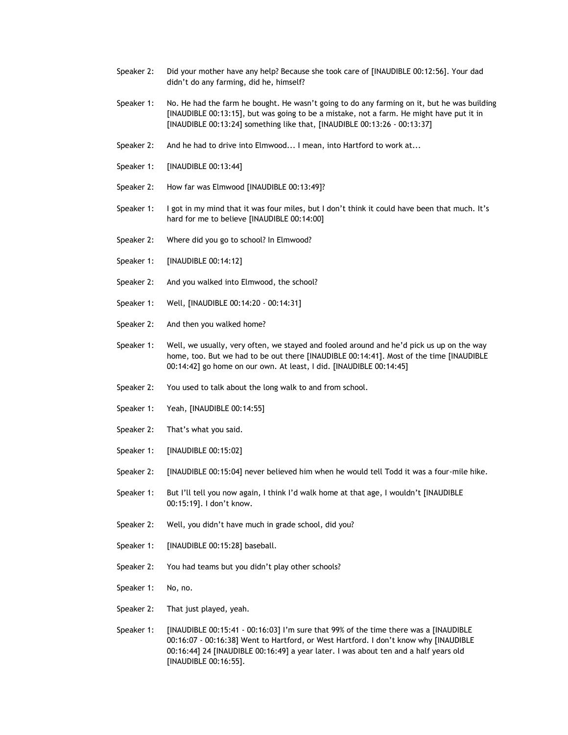Speaker 2: Did your mother have any help? Because she took care of [INAUDIBLE 00:12:56]. Your dad didn't do any farming, did he, himself?

Speaker 1: No. He had the farm he bought. He wasn't going to do any farming on it, but he was building [INAUDIBLE 00:13:15], but was going to be a mistake, not a farm. He might have put it in [INAUDIBLE 00:13:24] something like that, [INAUDIBLE 00:13:26 - 00:13:37]

Speaker 2: And he had to drive into Elmwood... I mean, into Hartford to work at...

Speaker 1: [INAUDIBLE 00:13:44]

Speaker 2: How far was Elmwood [INAUDIBLE 00:13:49]?

Speaker 1: I got in my mind that it was four miles, but I don't think it could have been that much. It's hard for me to believe [INAUDIBLE 00:14:00]

Speaker 2: Where did you go to school? In Elmwood?

Speaker 1: [INAUDIBLE 00:14:12]

Speaker 2: And you walked into Elmwood, the school?

Speaker 1: Well, [INAUDIBLE 00:14:20 - 00:14:31]

Speaker 2: And then you walked home?

Speaker 1: Well, we usually, very often, we stayed and fooled around and he'd pick us up on the way home, too. But we had to be out there [INAUDIBLE 00:14:41]. Most of the time [INAUDIBLE 00:14:42] go home on our own. At least, I did. [INAUDIBLE 00:14:45]

Speaker 2: You used to talk about the long walk to and from school.

Speaker 1: Yeah, [INAUDIBLE 00:14:55]

Speaker 2: That's what you said.

Speaker 1: [INAUDIBLE 00:15:02]

Speaker 2: [INAUDIBLE 00:15:04] never believed him when he would tell Todd it was a four-mile hike.

Speaker 1: But I'll tell you now again, I think I'd walk home at that age, I wouldn't [INAUDIBLE 00:15:19]. I don't know.

Speaker 2: Well, you didn't have much in grade school, did you?

Speaker 1: [INAUDIBLE 00:15:28] baseball.

Speaker 2: You had teams but you didn't play other schools?

Speaker 1: No, no.

Speaker 2: That just played, yeah.

Speaker 1: [INAUDIBLE 00:15:41 - 00:16:03] I'm sure that 99% of the time there was a [INAUDIBLE 00:16:07 - 00:16:38] Went to Hartford, or West Hartford. I don't know why [INAUDIBLE 00:16:44] 24 [INAUDIBLE 00:16:49] a year later. I was about ten and a half years old [INAUDIBLE 00:16:55].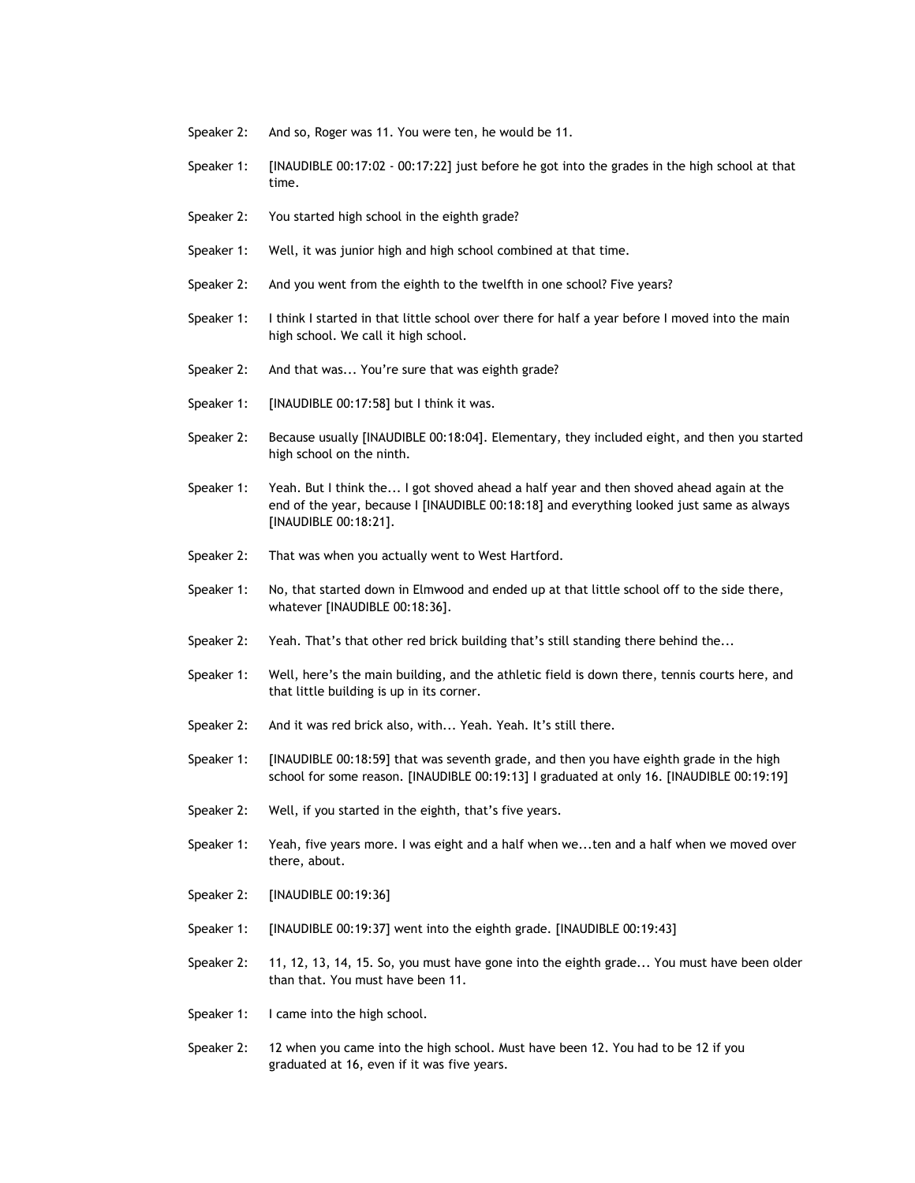Speaker 2: And so, Roger was 11. You were ten, he would be 11.

Speaker 1: [INAUDIBLE 00:17:02 - 00:17:22] just before he got into the grades in the high school at that time.

Speaker 2: You started high school in the eighth grade?

Speaker 1: Well, it was junior high and high school combined at that time.

Speaker 2: And you went from the eighth to the twelfth in one school? Five years?

Speaker 1: I think I started in that little school over there for half a year before I moved into the main high school. We call it high school.

Speaker 2: And that was... You're sure that was eighth grade?

Speaker 1: [INAUDIBLE 00:17:58] but I think it was.

Speaker 2: Because usually [INAUDIBLE 00:18:04]. Elementary, they included eight, and then you started high school on the ninth.

Speaker 1: Yeah. But I think the... I got shoved ahead a half year and then shoved ahead again at the end of the year, because I [INAUDIBLE 00:18:18] and everything looked just same as always [INAUDIBLE 00:18:21].

Speaker 2: That was when you actually went to West Hartford.

Speaker 1: No, that started down in Elmwood and ended up at that little school off to the side there, whatever [INAUDIBLE 00:18:36].

Speaker 2: Yeah. That's that other red brick building that's still standing there behind the...

Speaker 1: Well, here's the main building, and the athletic field is down there, tennis courts here, and that little building is up in its corner.

Speaker 2: And it was red brick also, with... Yeah. Yeah. It's still there.

Speaker 1: [INAUDIBLE 00:18:59] that was seventh grade, and then you have eighth grade in the high school for some reason. [INAUDIBLE 00:19:13] I graduated at only 16. [INAUDIBLE 00:19:19]

Speaker 2: Well, if you started in the eighth, that's five years.

Speaker 1: Yeah, five years more. I was eight and a half when we...ten and a half when we moved over there, about.

Speaker 2: [INAUDIBLE 00:19:36]

Speaker 1: [INAUDIBLE 00:19:37] went into the eighth grade. [INAUDIBLE 00:19:43]

Speaker 2: 11, 12, 13, 14, 15. So, you must have gone into the eighth grade... You must have been older than that. You must have been 11.

Speaker 1: I came into the high school.

Speaker 2: 12 when you came into the high school. Must have been 12. You had to be 12 if you graduated at 16, even if it was five years.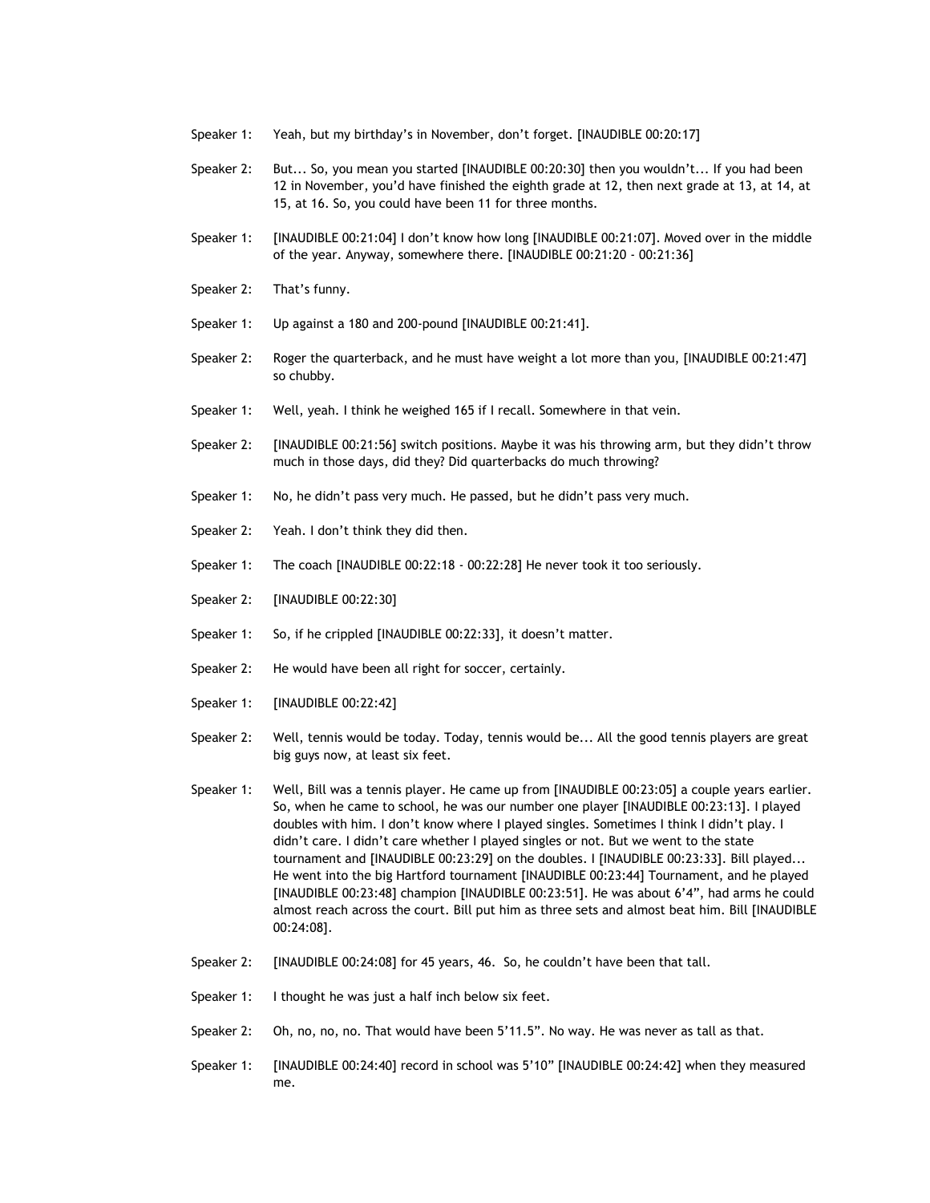Speaker 1: Yeah, but my birthday's in November, don't forget. [INAUDIBLE 00:20:17]

Speaker 2: But... So, you mean you started [INAUDIBLE 00:20:30] then you wouldn't... If you had been 12 in November, you'd have finished the eighth grade at 12, then next grade at 13, at 14, at 15, at 16. So, you could have been 11 for three months.

Speaker 1: [INAUDIBLE 00:21:04] I don't know how long [INAUDIBLE 00:21:07]. Moved over in the middle of the year. Anyway, somewhere there. [INAUDIBLE 00:21:20 - 00:21:36]

Speaker 2: That's funny.

Speaker 1: Up against a 180 and 200-pound [INAUDIBLE 00:21:41].

Speaker 2: Roger the quarterback, and he must have weight a lot more than you, [INAUDIBLE 00:21:47] so chubby.

Speaker 1: Well, yeah. I think he weighed 165 if I recall. Somewhere in that vein.

Speaker 2: [INAUDIBLE 00:21:56] switch positions. Maybe it was his throwing arm, but they didn't throw much in those days, did they? Did quarterbacks do much throwing?

Speaker 1: No, he didn't pass very much. He passed, but he didn't pass very much.

Speaker 2: Yeah. I don't think they did then.

Speaker 1: The coach [INAUDIBLE 00:22:18 - 00:22:28] He never took it too seriously.

Speaker 2: [INAUDIBLE 00:22:30]

Speaker 1: So, if he crippled [INAUDIBLE 00:22:33], it doesn't matter.

Speaker 2: He would have been all right for soccer, certainly.

Speaker 1: [INAUDIBLE 00:22:42]

Speaker 2: Well, tennis would be today. Today, tennis would be... All the good tennis players are great big guys now, at least six feet.

Speaker 1: Well, Bill was a tennis player. He came up from [INAUDIBLE 00:23:05] a couple years earlier. So, when he came to school, he was our number one player [INAUDIBLE 00:23:13]. I played doubles with him. I don't know where I played singles. Sometimes I think I didn't play. I didn't care. I didn't care whether I played singles or not. But we went to the state tournament and [INAUDIBLE 00:23:29] on the doubles. I [INAUDIBLE 00:23:33]. Bill played... He went into the big Hartford tournament [INAUDIBLE 00:23:44] Tournament, and he played [INAUDIBLE 00:23:48] champion [INAUDIBLE 00:23:51]. He was about 6'4", had arms he could almost reach across the court. Bill put him as three sets and almost beat him. Bill [INAUDIBLE 00:24:08].

Speaker 2: [INAUDIBLE 00:24:08] for 45 years, 46. So, he couldn't have been that tall.

Speaker 1: I thought he was just a half inch below six feet.

Speaker 2: Oh, no, no, no. That would have been 5'11.5". No way. He was never as tall as that.

Speaker 1: [INAUDIBLE 00:24:40] record in school was 5'10" [INAUDIBLE 00:24:42] when they measured me.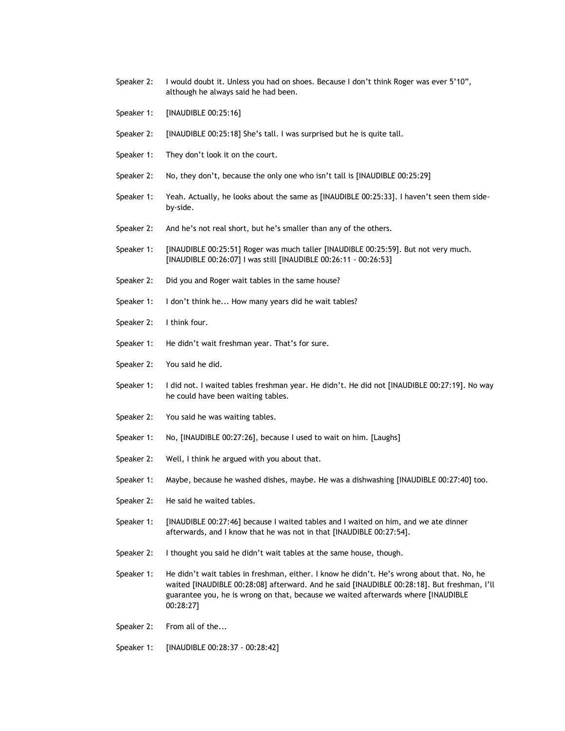Speaker 2: I would doubt it. Unless you had on shoes. Because I don't think Roger was ever 5'10", although he always said he had been.

Speaker 1: [INAUDIBLE 00:25:16]

Speaker 2: [INAUDIBLE 00:25:18] She's tall. I was surprised but he is quite tall.

Speaker 1: They don't look it on the court.

Speaker 2: No, they don't, because the only one who isn't tall is [INAUDIBLE 00:25:29]

Speaker 1: Yeah. Actually, he looks about the same as [INAUDIBLE 00:25:33]. I haven't seen them side-by-side.

Speaker 2: And he's not real short, but he's smaller than any of the others.

Speaker 1: [INAUDIBLE 00:25:51] Roger was much taller [INAUDIBLE 00:25:59]. But not very much. [INAUDIBLE 00:26:07] I was still [INAUDIBLE 00:26:11 - 00:26:53]

Speaker 2: Did you and Roger wait tables in the same house?

Speaker 1: I don't think he... How many years did he wait tables?

Speaker 2: I think four.

Speaker 1: He didn't wait freshman year. That's for sure.

Speaker 2: You said he did.

Speaker 1: I did not. I waited tables freshman year. He didn't. He did not [INAUDIBLE 00:27:19]. No way he could have been waiting tables.

Speaker 2: You said he was waiting tables.

Speaker 1: No, [INAUDIBLE 00:27:26], because I used to wait on him. [Laughs]

Speaker 2: Well, I think he argued with you about that.

Speaker 1: Maybe, because he washed dishes, maybe. He was a dishwashing [INAUDIBLE 00:27:40] too.

Speaker 2: He said he waited tables.

Speaker 1: [INAUDIBLE 00:27:46] because I waited tables and I waited on him, and we ate dinner afterwards, and I know that he was not in that [INAUDIBLE 00:27:54].

Speaker 2: I thought you said he didn't wait tables at the same house, though.

Speaker 1: He didn't wait tables in freshman, either. I know he didn't. He's wrong about that. No, he waited [INAUDIBLE 00:28:08] afterward. And he said [INAUDIBLE 00:28:18]. But freshman, I'll guarantee you, he is wrong on that, because we waited afterwards where [INAUDIBLE 00:28:27]

Speaker 2: From all of the...

Speaker 1: [INAUDIBLE 00:28:37 - 00:28:42]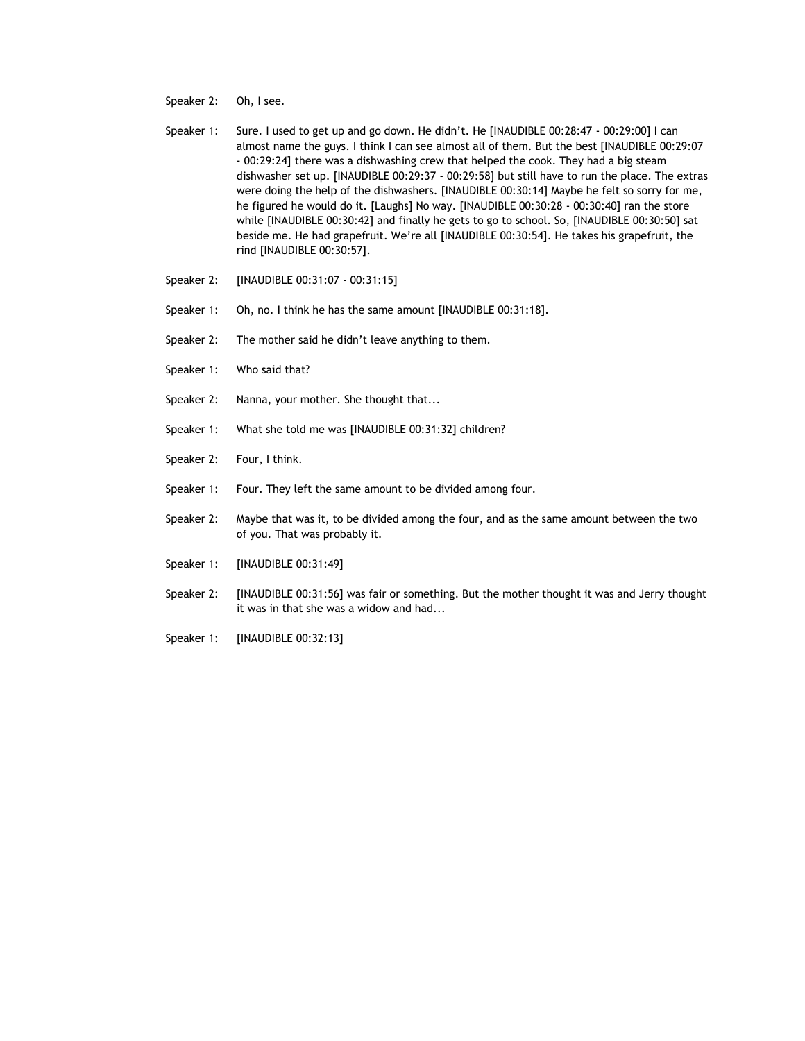Speaker 2: Oh, I see.

Speaker 1: Sure. I used to get up and go down. He didn't. He [INAUDIBLE 00:28:47 - 00:29:00] I can almost name the guys. I think I can see almost all of them. But the best [INAUDIBLE 00:29:07 - 00:29:24] there was a dishwashing crew that helped the cook. They had a big steam dishwasher set up. [INAUDIBLE 00:29:37 - 00:29:58] but still have to run the place. The extras were doing the help of the dishwashers. [INAUDIBLE 00:30:14] Maybe he felt so sorry for me, he figured he would do it. [Laughs] No way. [INAUDIBLE 00:30:28 - 00:30:40] ran the store while [INAUDIBLE 00:30:42] and finally he gets to go to school. So, [INAUDIBLE 00:30:50] sat beside me. He had grapefruit. We're all [INAUDIBLE 00:30:54]. He takes his grapefruit, the rind [INAUDIBLE 00:30:57].

Speaker 2: [INAUDIBLE 00:31:07 - 00:31:15]

Speaker 1: Oh, no. I think he has the same amount [INAUDIBLE 00:31:18].

Speaker 2: The mother said he didn't leave anything to them.

Speaker 1: Who said that?

Speaker 2: Nanna, your mother. She thought that...

Speaker 1: What she told me was [INAUDIBLE 00:31:32] children?

Speaker 2: Four, I think.

Speaker 1: Four. They left the same amount to be divided among four.

Speaker 2: Maybe that was it, to be divided among the four, and as the same amount between the two of you. That was probably it.

Speaker 1: [INAUDIBLE 00:31:49]

Speaker 2: [INAUDIBLE 00:31:56] was fair or something. But the mother thought it was and Jerry thought it was in that she was a widow and had...

Speaker 1: [INAUDIBLE 00:32:13]